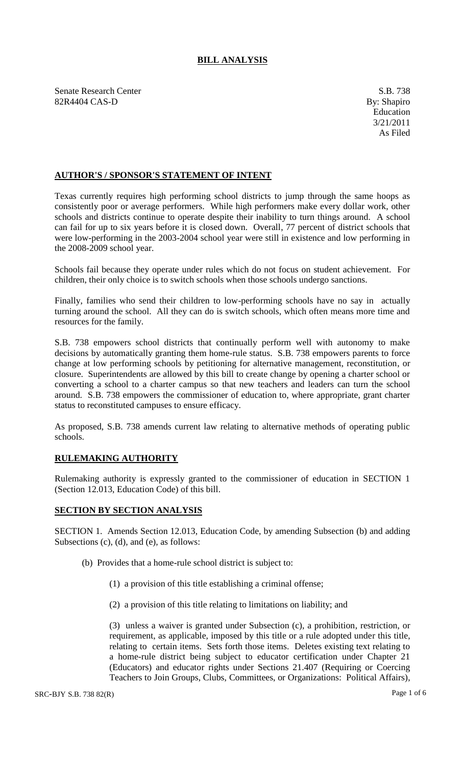# BILL ANALYSIS

Senate Research Center
82R4404 CAS-D

S.B. 738
By: Shapiro
Education
3/21/2011
As Filed

## AUTHOR'S / SPONSOR'S STATEMENT OF INTENT

Texas currently requires high performing school districts to jump through the same hoops as consistently poor or average performers. While high performers make every dollar work, other schools and districts continue to operate despite their inability to turn things around. A school can fail for up to six years before it is closed down. Overall, 77 percent of district schools that were low-performing in the 2003-2004 school year were still in existence and low performing in the 2008-2009 school year.

Schools fail because they operate under rules which do not focus on student achievement. For children, their only choice is to switch schools when those schools undergo sanctions.

Finally, families who send their children to low-performing schools have no say in actually turning around the school. All they can do is switch schools, which often means more time and resources for the family.

S.B. 738 empowers school districts that continually perform well with autonomy to make decisions by automatically granting them home-rule status. S.B. 738 empowers parents to force change at low performing schools by petitioning for alternative management, reconstitution, or closure. Superintendents are allowed by this bill to create change by opening a charter school or converting a school to a charter campus so that new teachers and leaders can turn the school around. S.B. 738 empowers the commissioner of education to, where appropriate, grant charter status to reconstituted campuses to ensure efficacy.

As proposed, S.B. 738 amends current law relating to alternative methods of operating public schools.

## RULEMAKING AUTHORITY

Rulemaking authority is expressly granted to the commissioner of education in SECTION 1 (Section 12.013, Education Code) of this bill.

## SECTION BY SECTION ANALYSIS

SECTION 1. Amends Section 12.013, Education Code, by amending Subsection (b) and adding Subsections (c), (d), and (e), as follows:

(b) Provides that a home-rule school district is subject to:

(1) a provision of this title establishing a criminal offense;

(2) a provision of this title relating to limitations on liability; and

(3) unless a waiver is granted under Subsection (c), a prohibition, restriction, or requirement, as applicable, imposed by this title or a rule adopted under this title, relating to certain items. Sets forth those items. Deletes existing text relating to a home-rule district being subject to educator certification under Chapter 21 (Educators) and educator rights under Sections 21.407 (Requiring or Coercing Teachers to Join Groups, Clubs, Committees, or Organizations: Political Affairs),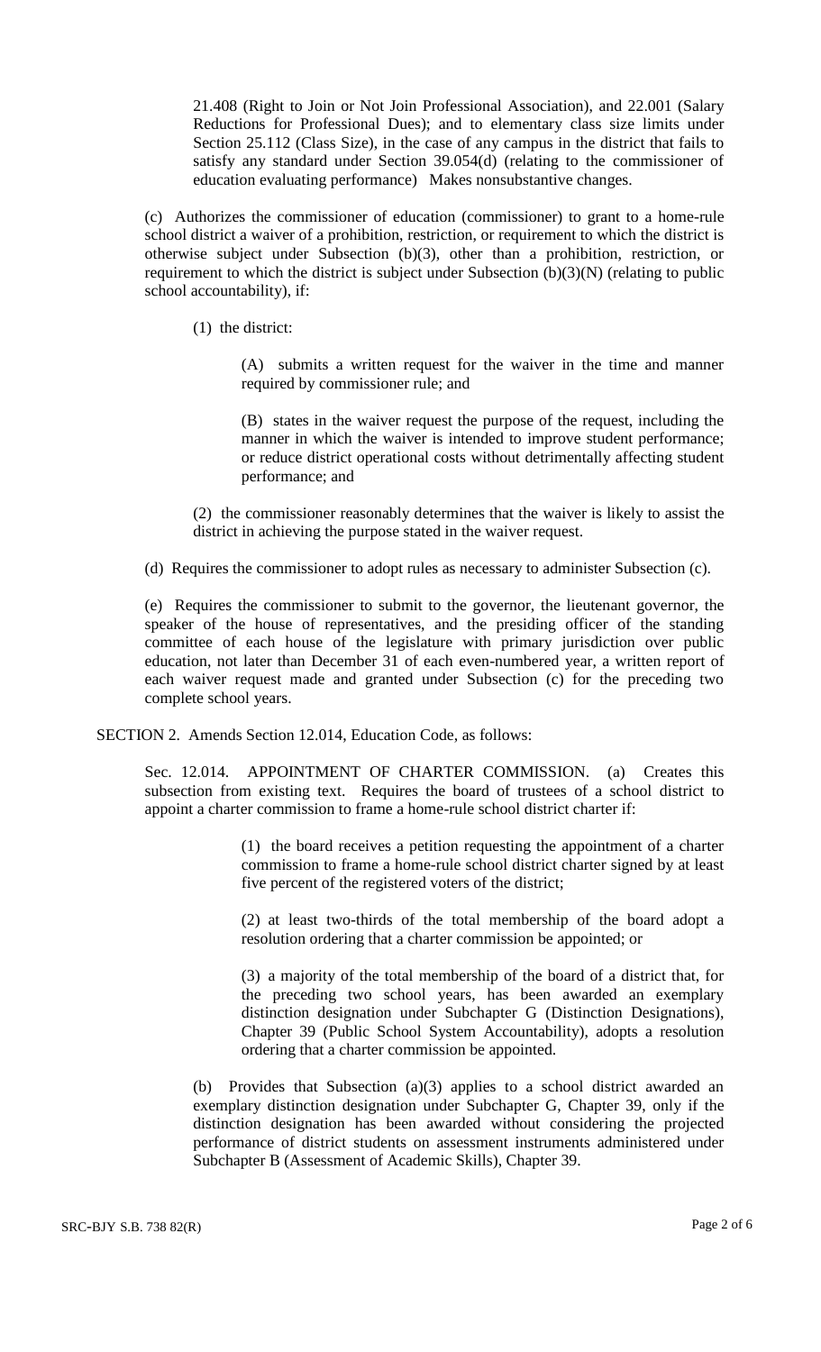21.408 (Right to Join or Not Join Professional Association), and 22.001 (Salary Reductions for Professional Dues); and to elementary class size limits under Section 25.112 (Class Size), in the case of any campus in the district that fails to satisfy any standard under Section 39.054(d) (relating to the commissioner of education evaluating performance) Makes nonsubstantive changes.

(c) Authorizes the commissioner of education (commissioner) to grant to a home-rule school district a waiver of a prohibition, restriction, or requirement to which the district is otherwise subject under Subsection (b)(3), other than a prohibition, restriction, or requirement to which the district is subject under Subsection (b)(3)(N) (relating to public school accountability), if:

(1) the district:

(A) submits a written request for the waiver in the time and manner required by commissioner rule; and

(B) states in the waiver request the purpose of the request, including the manner in which the waiver is intended to improve student performance; or reduce district operational costs without detrimentally affecting student performance; and

(2) the commissioner reasonably determines that the waiver is likely to assist the district in achieving the purpose stated in the waiver request.

(d) Requires the commissioner to adopt rules as necessary to administer Subsection (c).

(e) Requires the commissioner to submit to the governor, the lieutenant governor, the speaker of the house of representatives, and the presiding officer of the standing committee of each house of the legislature with primary jurisdiction over public education, not later than December 31 of each even-numbered year, a written report of each waiver request made and granted under Subsection (c) for the preceding two complete school years.

SECTION 2. Amends Section 12.014, Education Code, as follows:

Sec. 12.014. APPOINTMENT OF CHARTER COMMISSION. (a) Creates this subsection from existing text. Requires the board of trustees of a school district to appoint a charter commission to frame a home-rule school district charter if:

(1) the board receives a petition requesting the appointment of a charter commission to frame a home-rule school district charter signed by at least five percent of the registered voters of the district;

(2) at least two-thirds of the total membership of the board adopt a resolution ordering that a charter commission be appointed; or

(3) a majority of the total membership of the board of a district that, for the preceding two school years, has been awarded an exemplary distinction designation under Subchapter G (Distinction Designations), Chapter 39 (Public School System Accountability), adopts a resolution ordering that a charter commission be appointed.

(b) Provides that Subsection (a)(3) applies to a school district awarded an exemplary distinction designation under Subchapter G, Chapter 39, only if the distinction designation has been awarded without considering the projected performance of district students on assessment instruments administered under Subchapter B (Assessment of Academic Skills), Chapter 39.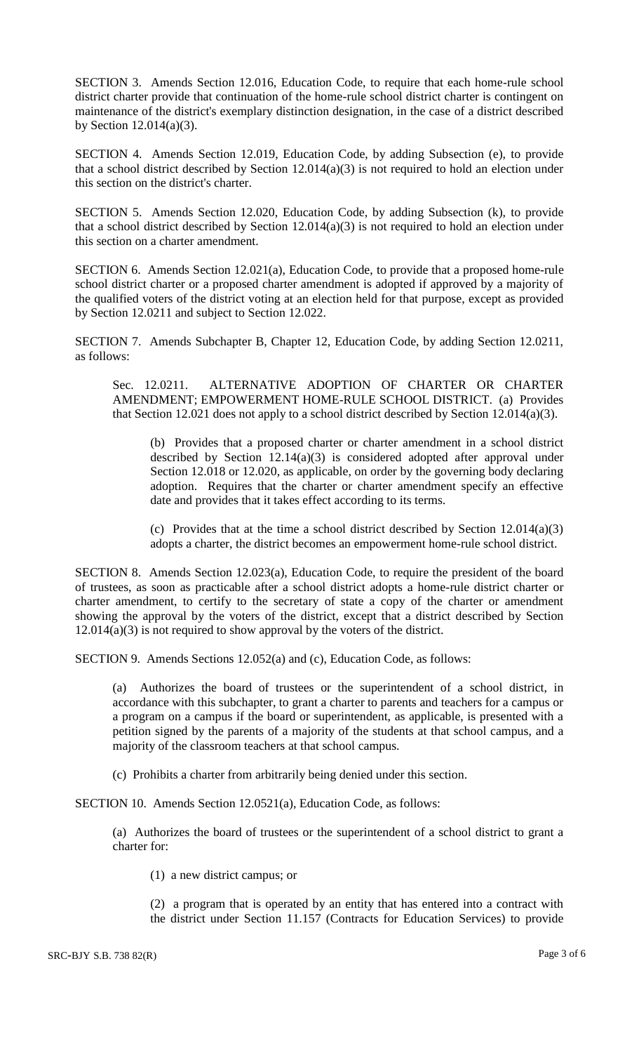SECTION 3. Amends Section 12.016, Education Code, to require that each home-rule school district charter provide that continuation of the home-rule school district charter is contingent on maintenance of the district's exemplary distinction designation, in the case of a district described by Section 12.014(a)(3).

SECTION 4. Amends Section 12.019, Education Code, by adding Subsection (e), to provide that a school district described by Section 12.014(a)(3) is not required to hold an election under this section on the district's charter.

SECTION 5. Amends Section 12.020, Education Code, by adding Subsection (k), to provide that a school district described by Section 12.014(a)(3) is not required to hold an election under this section on a charter amendment.

SECTION 6. Amends Section 12.021(a), Education Code, to provide that a proposed home-rule school district charter or a proposed charter amendment is adopted if approved by a majority of the qualified voters of the district voting at an election held for that purpose, except as provided by Section 12.0211 and subject to Section 12.022.

SECTION 7. Amends Subchapter B, Chapter 12, Education Code, by adding Section 12.0211, as follows:

> Sec. 12.0211. ALTERNATIVE ADOPTION OF CHARTER OR CHARTER AMENDMENT; EMPOWERMENT HOME-RULE SCHOOL DISTRICT. (a) Provides that Section 12.021 does not apply to a school district described by Section 12.014(a)(3).
>
> (b) Provides that a proposed charter or charter amendment in a school district described by Section 12.14(a)(3) is considered adopted after approval under Section 12.018 or 12.020, as applicable, on order by the governing body declaring adoption. Requires that the charter or charter amendment specify an effective date and provides that it takes effect according to its terms.
>
> (c) Provides that at the time a school district described by Section 12.014(a)(3) adopts a charter, the district becomes an empowerment home-rule school district.

SECTION 8. Amends Section 12.023(a), Education Code, to require the president of the board of trustees, as soon as practicable after a school district adopts a home-rule district charter or charter amendment, to certify to the secretary of state a copy of the charter or amendment showing the approval by the voters of the district, except that a district described by Section 12.014(a)(3) is not required to show approval by the voters of the district.

SECTION 9. Amends Sections 12.052(a) and (c), Education Code, as follows:

> (a) Authorizes the board of trustees or the superintendent of a school district, in accordance with this subchapter, to grant a charter to parents and teachers for a campus or a program on a campus if the board or superintendent, as applicable, is presented with a petition signed by the parents of a majority of the students at that school campus, and a majority of the classroom teachers at that school campus.
>
> (c) Prohibits a charter from arbitrarily being denied under this section.

SECTION 10. Amends Section 12.0521(a), Education Code, as follows:

> (a) Authorizes the board of trustees or the superintendent of a school district to grant a charter for:
>
> (1) a new district campus; or
>
> (2) a program that is operated by an entity that has entered into a contract with the district under Section 11.157 (Contracts for Education Services) to provide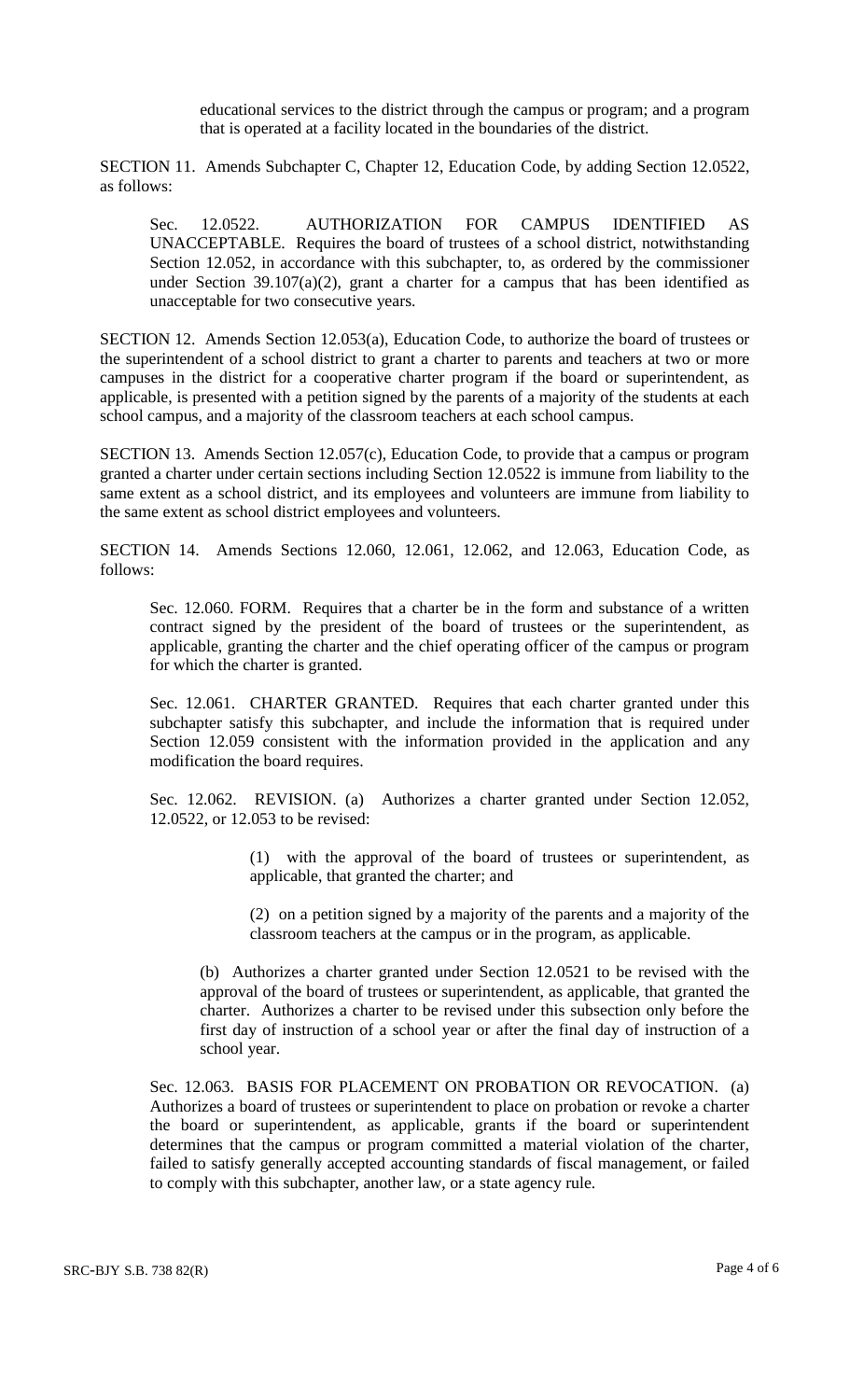educational services to the district through the campus or program; and a program that is operated at a facility located in the boundaries of the district.

SECTION 11. Amends Subchapter C, Chapter 12, Education Code, by adding Section 12.0522, as follows:

Sec. 12.0522. AUTHORIZATION FOR CAMPUS IDENTIFIED AS UNACCEPTABLE. Requires the board of trustees of a school district, notwithstanding Section 12.052, in accordance with this subchapter, to, as ordered by the commissioner under Section 39.107(a)(2), grant a charter for a campus that has been identified as unacceptable for two consecutive years.

SECTION 12. Amends Section 12.053(a), Education Code, to authorize the board of trustees or the superintendent of a school district to grant a charter to parents and teachers at two or more campuses in the district for a cooperative charter program if the board or superintendent, as applicable, is presented with a petition signed by the parents of a majority of the students at each school campus, and a majority of the classroom teachers at each school campus.

SECTION 13. Amends Section 12.057(c), Education Code, to provide that a campus or program granted a charter under certain sections including Section 12.0522 is immune from liability to the same extent as a school district, and its employees and volunteers are immune from liability to the same extent as school district employees and volunteers.

SECTION 14. Amends Sections 12.060, 12.061, 12.062, and 12.063, Education Code, as follows:

Sec. 12.060. FORM. Requires that a charter be in the form and substance of a written contract signed by the president of the board of trustees or the superintendent, as applicable, granting the charter and the chief operating officer of the campus or program for which the charter is granted.

Sec. 12.061. CHARTER GRANTED. Requires that each charter granted under this subchapter satisfy this subchapter, and include the information that is required under Section 12.059 consistent with the information provided in the application and any modification the board requires.

Sec. 12.062. REVISION. (a) Authorizes a charter granted under Section 12.052, 12.0522, or 12.053 to be revised:

(1) with the approval of the board of trustees or superintendent, as applicable, that granted the charter; and

(2) on a petition signed by a majority of the parents and a majority of the classroom teachers at the campus or in the program, as applicable.

(b) Authorizes a charter granted under Section 12.0521 to be revised with the approval of the board of trustees or superintendent, as applicable, that granted the charter. Authorizes a charter to be revised under this subsection only before the first day of instruction of a school year or after the final day of instruction of a school year.

Sec. 12.063. BASIS FOR PLACEMENT ON PROBATION OR REVOCATION. (a) Authorizes a board of trustees or superintendent to place on probation or revoke a charter the board or superintendent, as applicable, grants if the board or superintendent determines that the campus or program committed a material violation of the charter, failed to satisfy generally accepted accounting standards of fiscal management, or failed to comply with this subchapter, another law, or a state agency rule.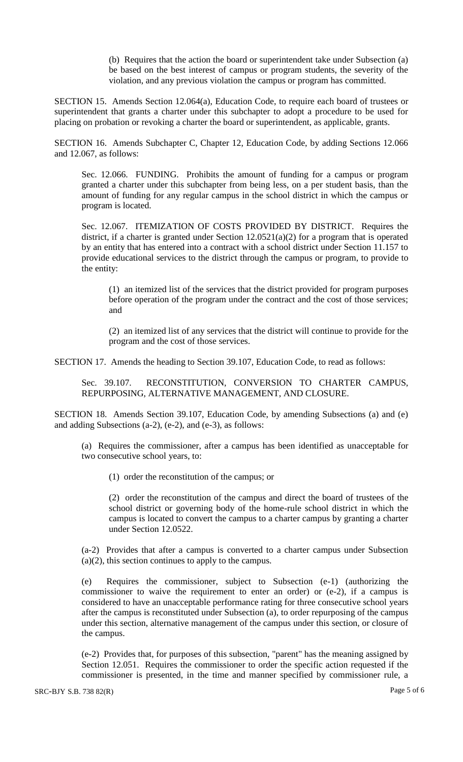(b) Requires that the action the board or superintendent take under Subsection (a) be based on the best interest of campus or program students, the severity of the violation, and any previous violation the campus or program has committed.

SECTION 15. Amends Section 12.064(a), Education Code, to require each board of trustees or superintendent that grants a charter under this subchapter to adopt a procedure to be used for placing on probation or revoking a charter the board or superintendent, as applicable, grants.

SECTION 16. Amends Subchapter C, Chapter 12, Education Code, by adding Sections 12.066 and 12.067, as follows:

Sec. 12.066. FUNDING. Prohibits the amount of funding for a campus or program granted a charter under this subchapter from being less, on a per student basis, than the amount of funding for any regular campus in the school district in which the campus or program is located.

Sec. 12.067. ITEMIZATION OF COSTS PROVIDED BY DISTRICT. Requires the district, if a charter is granted under Section 12.0521(a)(2) for a program that is operated by an entity that has entered into a contract with a school district under Section 11.157 to provide educational services to the district through the campus or program, to provide to the entity:

(1) an itemized list of the services that the district provided for program purposes before operation of the program under the contract and the cost of those services; and

(2) an itemized list of any services that the district will continue to provide for the program and the cost of those services.

SECTION 17. Amends the heading to Section 39.107, Education Code, to read as follows:

Sec. 39.107. RECONSTITUTION, CONVERSION TO CHARTER CAMPUS, REPURPOSING, ALTERNATIVE MANAGEMENT, AND CLOSURE.

SECTION 18. Amends Section 39.107, Education Code, by amending Subsections (a) and (e) and adding Subsections (a-2), (e-2), and (e-3), as follows:

(a) Requires the commissioner, after a campus has been identified as unacceptable for two consecutive school years, to:

(1) order the reconstitution of the campus; or

(2) order the reconstitution of the campus and direct the board of trustees of the school district or governing body of the home-rule school district in which the campus is located to convert the campus to a charter campus by granting a charter under Section 12.0522.

(a-2) Provides that after a campus is converted to a charter campus under Subsection (a)(2), this section continues to apply to the campus.

(e) Requires the commissioner, subject to Subsection (e-1) (authorizing the commissioner to waive the requirement to enter an order) or (e-2), if a campus is considered to have an unacceptable performance rating for three consecutive school years after the campus is reconstituted under Subsection (a), to order repurposing of the campus under this section, alternative management of the campus under this section, or closure of the campus.

(e-2) Provides that, for purposes of this subsection, "parent" has the meaning assigned by Section 12.051. Requires the commissioner to order the specific action requested if the commissioner is presented, in the time and manner specified by commissioner rule, a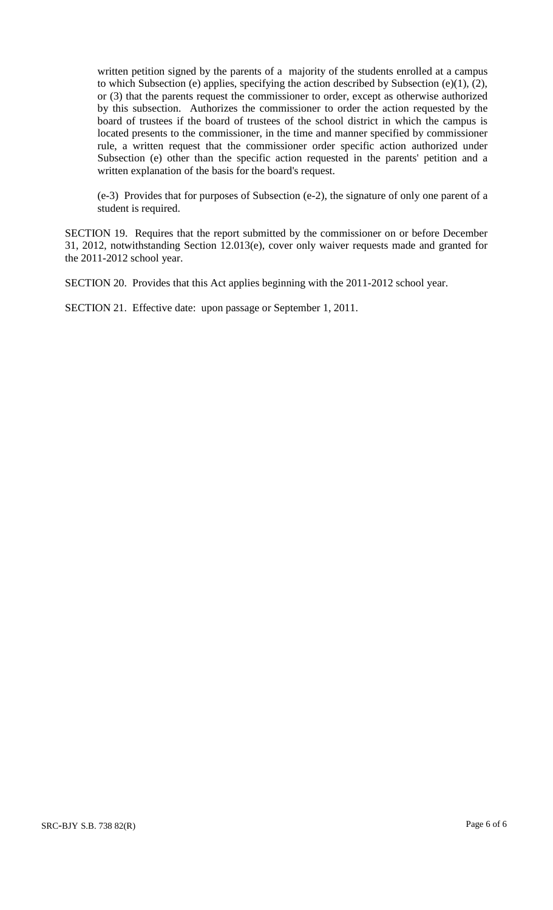written petition signed by the parents of a majority of the students enrolled at a campus to which Subsection (e) applies, specifying the action described by Subsection (e)(1), (2), or (3) that the parents request the commissioner to order, except as otherwise authorized by this subsection. Authorizes the commissioner to order the action requested by the board of trustees if the board of trustees of the school district in which the campus is located presents to the commissioner, in the time and manner specified by commissioner rule, a written request that the commissioner order specific action authorized under Subsection (e) other than the specific action requested in the parents' petition and a written explanation of the basis for the board's request.

(e-3) Provides that for purposes of Subsection (e-2), the signature of only one parent of a student is required.

SECTION 19. Requires that the report submitted by the commissioner on or before December 31, 2012, notwithstanding Section 12.013(e), cover only waiver requests made and granted for the 2011-2012 school year.

SECTION 20. Provides that this Act applies beginning with the 2011-2012 school year.

SECTION 21. Effective date: upon passage or September 1, 2011.